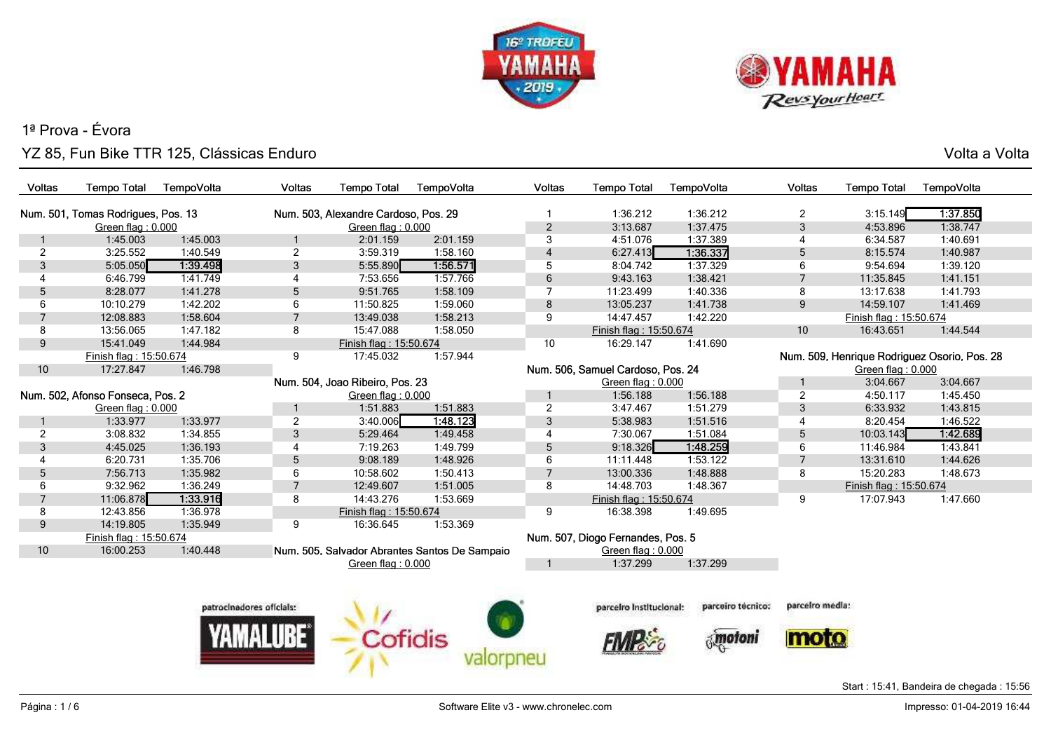16º TROFÉU YAMAHA 2019

YAMAHA Revs Your Heart

# 1ª Prova - Évora

## YZ 85, Fun Bike TTR 125, Clássicas Enduro

Volta a Volta

### Num. 501, Tomas Rodrigues, Pos. 13

| Voltas | Tempo Total | TempoVolta |
|---|---|---|
| | Green flag : 0.000 | |
| 1 | 1:45.003 | 1:45.003 |
| 2 | 3:25.552 | 1:40.549 |
| 3 | 5:05.050 | **1:39.498** |
| 4 | 6:46.799 | 1:41.749 |
| 5 | 8:28.077 | 1:41.278 |
| 6 | 10:10.279 | 1:42.202 |
| 7 | 12:08.883 | 1:58.604 |
| 8 | 13:56.065 | 1:47.182 |
| 9 | 15:41.049 | 1:44.984 |
| | Finish flag : 15:50.674 | |
| 10 | 17:27.847 | 1:46.798 |

### Num. 502, Afonso Fonseca, Pos. 2

| Voltas | Tempo Total | TempoVolta |
|---|---|---|
| | Green flag : 0.000 | |
| 1 | 1:33.977 | 1:33.977 |
| 2 | 3:08.832 | 1:34.855 |
| 3 | 4:45.025 | 1:36.193 |
| 4 | 6:20.731 | 1:35.706 |
| 5 | 7:56.713 | 1:35.982 |
| 6 | 9:32.962 | 1:36.249 |
| 7 | 11:06.878 | **1:33.916** |
| 8 | 12:43.856 | 1:36.978 |
| 9 | 14:19.805 | 1:35.949 |
| | Finish flag : 15:50.674 | |
| 10 | 16:00.253 | 1:40.448 |

### Num. 503, Alexandre Cardoso, Pos. 29

| Voltas | Tempo Total | TempoVolta |
|---|---|---|
| | Green flag : 0.000 | |
| 1 | 2:01.159 | 2:01.159 |
| 2 | 3:59.319 | 1:58.160 |
| 3 | 5:55.890 | **1:56.571** |
| 4 | 7:53.656 | 1:57.766 |
| 5 | 9:51.765 | 1:58.109 |
| 6 | 11:50.825 | 1:59.060 |
| 7 | 13:49.038 | 1:58.213 |
| 8 | 15:47.088 | 1:58.050 |
| | Finish flag : 15:50.674 | |
| 9 | 17:45.032 | 1:57.944 |

### Num. 504, Joao Ribeiro, Pos. 23

| Voltas | Tempo Total | TempoVolta |
|---|---|---|
| | Green flag : 0.000 | |
| 1 | 1:51.883 | 1:51.883 |
| 2 | 3:40.006 | **1:48.123** |
| 3 | 5:29.464 | 1:49.458 |
| 4 | 7:19.263 | 1:49.799 |
| 5 | 9:08.189 | 1:48.926 |
| 6 | 10:58.602 | 1:50.413 |
| 7 | 12:49.607 | 1:51.005 |
| 8 | 14:43.276 | 1:53.669 |
| | Finish flag : 15:50.674 | |
| 9 | 16:36.645 | 1:53.369 |

### Num. 505, Salvador Abrantes Santos De Sampaio

| Voltas | Tempo Total | TempoVolta |
|---|---|---|
| | Green flag : 0.000 | |
| 1 | 1:36.212 | 1:36.212 |
| 2 | 3:13.687 | 1:37.475 |
| 3 | 4:51.076 | 1:37.389 |
| 4 | 6:27.413 | **1:36.337** |
| 5 | 8:04.742 | 1:37.329 |
| 6 | 9:43.163 | 1:38.421 |
| 7 | 11:23.499 | 1:40.336 |
| 8 | 13:05.237 | 1:41.738 |
| 9 | 14:47.457 | 1:42.220 |
| | Finish flag : 15:50.674 | |
| 10 | 16:29.147 | 1:41.690 |

### Num. 506, Samuel Cardoso, Pos. 24

| Voltas | Tempo Total | TempoVolta |
|---|---|---|
| | Green flag : 0.000 | |
| 1 | 1:56.188 | 1:56.188 |
| 2 | 3:47.467 | 1:51.279 |
| 3 | 5:38.983 | 1:51.516 |
| 4 | 7:30.067 | 1:51.084 |
| 5 | 9:18.326 | **1:48.259** |
| 6 | 11:11.448 | 1:53.122 |
| 7 | 13:00.336 | 1:48.888 |
| 8 | 14:48.703 | 1:48.367 |
| | Finish flag : 15:50.674 | |
| 9 | 16:38.398 | 1:49.695 |

### Num. 507, Diogo Fernandes, Pos. 5

| Voltas | Tempo Total | TempoVolta |
|---|---|---|
| | Green flag : 0.000 | |
| 1 | 1:37.299 | 1:37.299 |
| 2 | 3:15.149 | **1:37.850** |
| 3 | 4:53.896 | 1:38.747 |
| 4 | 6:34.587 | 1:40.691 |
| 5 | 8:15.574 | 1:40.987 |
| 6 | 9:54.694 | 1:39.120 |
| 7 | 11:35.845 | 1:41.151 |
| 8 | 13:17.638 | 1:41.793 |
| 9 | 14:59.107 | 1:41.469 |
| | Finish flag : 15:50.674 | |
| 10 | 16:43.651 | 1:44.544 |

### Num. 509, Henrique Rodriguez Osorio, Pos. 28

| Voltas | Tempo Total | TempoVolta |
|---|---|---|
| | Green flag : 0.000 | |
| 1 | 3:04.667 | 3:04.667 |
| 2 | 4:50.117 | 1:45.450 |
| 3 | 6:33.932 | 1:43.815 |
| 4 | 8:20.454 | 1:46.522 |
| 5 | 10:03.143 | **1:42.689** |
| 6 | 11:46.984 | 1:43.841 |
| 7 | 13:31.610 | 1:44.626 |
| 8 | 15:20.283 | 1:48.673 |
| | Finish flag : 15:50.674 | |
| 9 | 17:07.943 | 1:47.660 |

patrocinadores oficiais: YAMALUBE, Cofidis, valorpneu — parceiro institucional: FMP — parceiro técnico: motoni — parceiro media: moto

Start : 15:41, Bandeira de chegada : 15:56

Software Elite v3 - www.chronelec.com

Impresso: 01-04-2019 16:44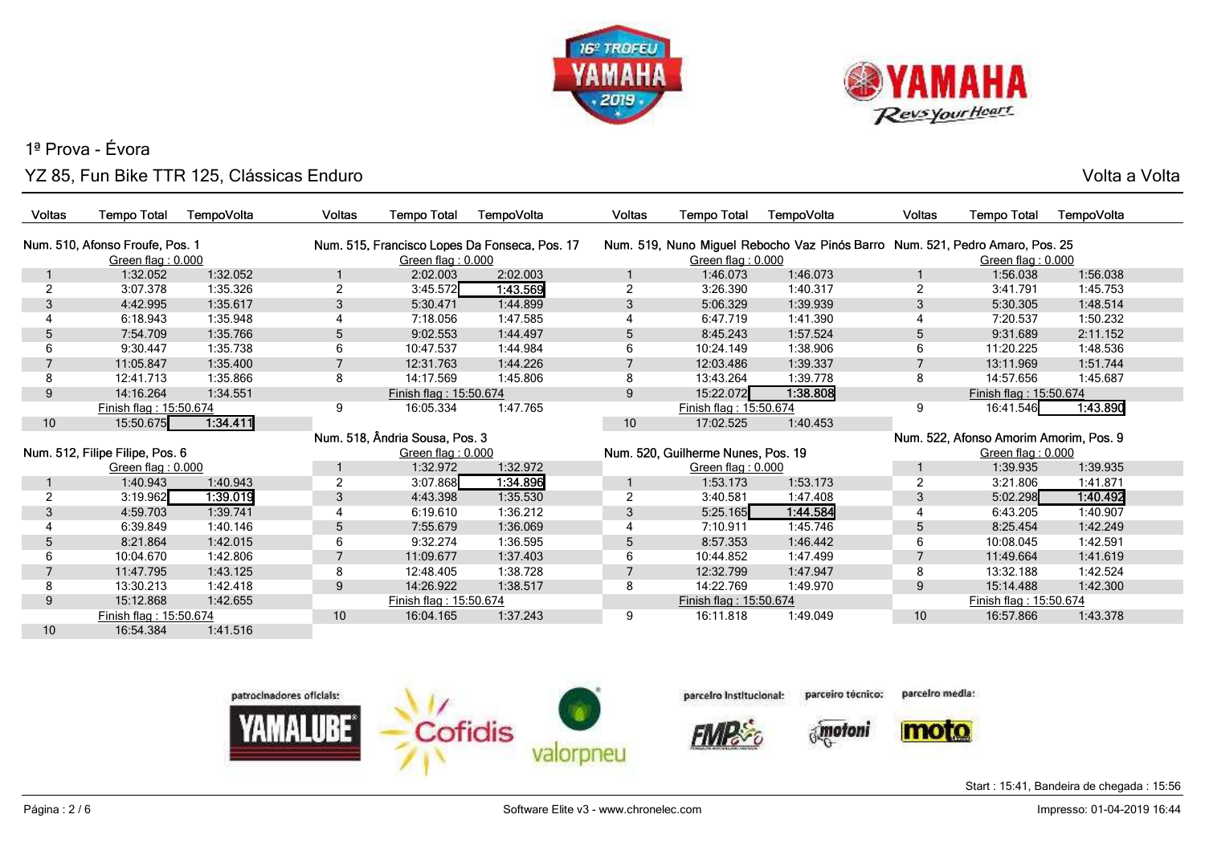1ª Prova - Évora

YZ 85, Fun Bike TTR 125, Clássicas Enduro

Volta a Volta

### Num. 510, Afonso Froufe, Pos. 1

Green flag : 0.000

| Voltas | Tempo Total | TempoVolta |
|---|---|---|
| 1 | 1:32.052 | 1:32.052 |
| 2 | 3:07.378 | 1:35.326 |
| 3 | 4:42.995 | 1:35.617 |
| 4 | 6:18.943 | 1:35.948 |
| 5 | 7:54.709 | 1:35.766 |
| 6 | 9:30.447 | 1:35.738 |
| 7 | 11:05.847 | 1:35.400 |
| 8 | 12:41.713 | 1:35.866 |
| 9 | 14:16.264 | 1:34.551 |
| | Finish flag : 15:50.674 | |
| 10 | 15:50.675 | **1:34.411** |

### Num. 512, Filipe Filipe, Pos. 6

Green flag : 0.000

| Voltas | Tempo Total | TempoVolta |
|---|---|---|
| 1 | 1:40.943 | 1:40.943 |
| 2 | 3:19.962 | **1:39.019** |
| 3 | 4:59.703 | 1:39.741 |
| 4 | 6:39.849 | 1:40.146 |
| 5 | 8:21.864 | 1:42.015 |
| 6 | 10:04.670 | 1:42.806 |
| 7 | 11:47.795 | 1:43.125 |
| 8 | 13:30.213 | 1:42.418 |
| 9 | 15:12.868 | 1:42.655 |
| | Finish flag : 15:50.674 | |
| 10 | 16:54.384 | 1:41.516 |

### Num. 515, Francisco Lopes Da Fonseca, Pos. 17

Green flag : 0.000

| Voltas | Tempo Total | TempoVolta |
|---|---|---|
| 1 | 2:02.003 | 2:02.003 |
| 2 | 3:45.572 | **1:43.569** |
| 3 | 5:30.471 | 1:44.899 |
| 4 | 7:18.056 | 1:47.585 |
| 5 | 9:02.553 | 1:44.497 |
| 6 | 10:47.537 | 1:44.984 |
| 7 | 12:31.763 | 1:44.226 |
| 8 | 14:17.569 | 1:45.806 |
| | Finish flag : 15:50.674 | |
| 9 | 16:05.334 | 1:47.765 |

### Num. 518, Ândria Sousa, Pos. 3

Green flag : 0.000

| Voltas | Tempo Total | TempoVolta |
|---|---|---|
| 1 | 1:32.972 | 1:32.972 |
| 2 | 3:07.868 | **1:34.896** |
| 3 | 4:43.398 | 1:35.530 |
| 4 | 6:19.610 | 1:36.212 |
| 5 | 7:55.679 | 1:36.069 |
| 6 | 9:32.274 | 1:36.595 |
| 7 | 11:09.677 | 1:37.403 |
| 8 | 12:48.405 | 1:38.728 |
| 9 | 14:26.922 | 1:38.517 |
| | Finish flag : 15:50.674 | |
| 10 | 16:04.165 | 1:37.243 |

### Num. 519, Nuno Miguel Rebocho Vaz Pinós Barro

Green flag : 0.000

| Voltas | Tempo Total | TempoVolta |
|---|---|---|
| 1 | 1:46.073 | 1:46.073 |
| 2 | 3:26.390 | 1:40.317 |
| 3 | 5:06.329 | 1:39.939 |
| 4 | 6:47.719 | 1:41.390 |
| 5 | 8:45.243 | 1:57.524 |
| 6 | 10:24.149 | 1:38.906 |
| 7 | 12:03.486 | 1:39.337 |
| 8 | 13:43.264 | 1:39.778 |
| 9 | 15:22.072 | **1:38.808** |
| | Finish flag : 15:50.674 | |
| 10 | 17:02.525 | 1:40.453 |

### Num. 520, Guilherme Nunes, Pos. 19

Green flag : 0.000

| Voltas | Tempo Total | TempoVolta |
|---|---|---|
| 1 | 1:53.173 | 1:53.173 |
| 2 | 3:40.581 | 1:47.408 |
| 3 | 5:25.165 | **1:44.584** |
| 4 | 7:10.911 | 1:45.746 |
| 5 | 8:57.353 | 1:46.442 |
| 6 | 10:44.852 | 1:47.499 |
| 7 | 12:32.799 | 1:47.947 |
| 8 | 14:22.769 | 1:49.970 |
| | Finish flag : 15:50.674 | |
| 9 | 16:11.818 | 1:49.049 |

### Num. 521, Pedro Amaro, Pos. 25

Green flag : 0.000

| Voltas | Tempo Total | TempoVolta |
|---|---|---|
| 1 | 1:56.038 | 1:56.038 |
| 2 | 3:41.791 | 1:45.753 |
| 3 | 5:30.305 | 1:48.514 |
| 4 | 7:20.537 | 1:50.232 |
| 5 | 9:31.689 | 2:11.152 |
| 6 | 11:20.225 | 1:48.536 |
| 7 | 13:11.969 | 1:51.744 |
| 8 | 14:57.656 | 1:45.687 |
| | Finish flag : 15:50.674 | |
| 9 | 16:41.546 | **1:43.890** |

### Num. 522, Afonso Amorim Amorim, Pos. 9

Green flag : 0.000

| Voltas | Tempo Total | TempoVolta |
|---|---|---|
| 1 | 1:39.935 | 1:39.935 |
| 2 | 3:21.806 | 1:41.871 |
| 3 | 5:02.298 | **1:40.492** |
| 4 | 6:43.205 | 1:40.907 |
| 5 | 8:25.454 | 1:42.249 |
| 6 | 10:08.045 | 1:42.591 |
| 7 | 11:49.664 | 1:41.619 |
| 8 | 13:32.188 | 1:42.524 |
| 9 | 15:14.488 | 1:42.300 |
| | Finish flag : 15:50.674 | |
| 10 | 16:57.866 | 1:43.378 |

patrocinadores oficiais: YAMALUBE, Cofidis, valorpneu — parceiro institucional: FMP — parceiro técnico: motoni — parceiro media: moto

Start : 15:41, Bandeira de chegada : 15:56

Software Elite v3 - www.chronelec.com

Impresso: 01-04-2019 16:44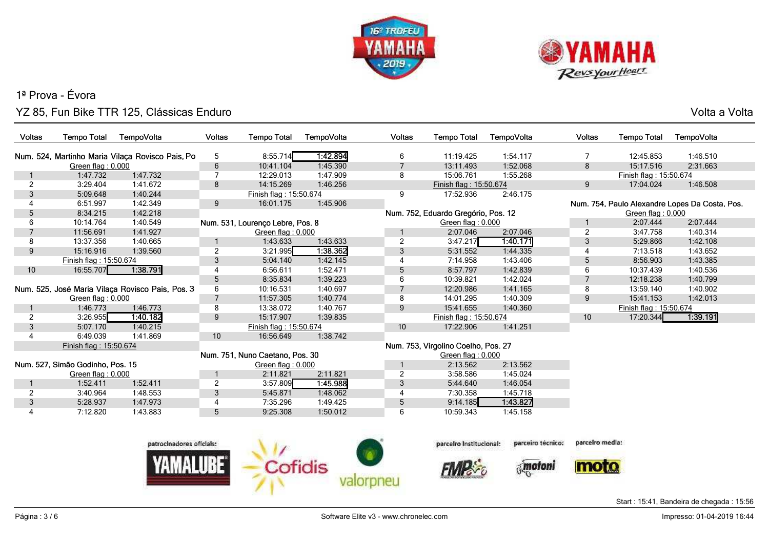# 1ª Prova - Évora

## YZ 85, Fun Bike TTR 125, Clássicas Enduro

Volta a Volta

### Num. 524, Martinho Maria Vilaça Rovisco Pais, Po

Green flag : 0.000

| Voltas | Tempo Total | TempoVolta |
|---|---|---|
| 1 | 1:47.732 | 1:47.732 |
| 2 | 3:29.404 | 1:41.672 |
| 3 | 5:09.648 | 1:40.244 |
| 4 | 6:51.997 | 1:42.349 |
| 5 | 8:34.215 | 1:42.218 |
| 6 | 10:14.764 | 1:40.549 |
| 7 | 11:56.691 | 1:41.927 |
| 8 | 13:37.356 | 1:40.665 |
| 9 | 15:16.916 | 1:39.560 |
| | Finish flag : 15:50.674 | |
| 10 | 16:55.707 | **1:38.791** |

### Num. 525, José Maria Vilaça Rovisco Pais, Pos. 3

Green flag : 0.000

| Voltas | Tempo Total | TempoVolta |
|---|---|---|
| 1 | 1:46.773 | 1:46.773 |
| 2 | 3:26.955 | **1:40.182** |
| 3 | 5:07.170 | 1:40.215 |
| 4 | 6:49.039 | 1:41.869 |
| | Finish flag : 15:50.674 | |

### Num. 527, Simão Godinho, Pos. 15

Green flag : 0.000

| Voltas | Tempo Total | TempoVolta |
|---|---|---|
| 1 | 1:52.411 | 1:52.411 |
| 2 | 3:40.964 | 1:48.553 |
| 3 | 5:28.937 | 1:47.973 |
| 4 | 7:12.820 | 1:43.883 |
| 5 | 8:55.714 | **1:42.894** |
| 6 | 10:41.104 | 1:45.390 |
| 7 | 12:29.013 | 1:47.909 |
| 8 | 14:15.269 | 1:46.256 |
| | Finish flag : 15:50.674 | |
| 9 | 16:01.175 | 1:45.906 |

### Num. 531, Lourenço Lebre, Pos. 8

Green flag : 0.000

| Voltas | Tempo Total | TempoVolta |
|---|---|---|
| 1 | 1:43.633 | 1:43.633 |
| 2 | 3:21.995 | **1:38.362** |
| 3 | 5:04.140 | 1:42.145 |
| 4 | 6:56.611 | 1:52.471 |
| 5 | 8:35.834 | 1:39.223 |
| 6 | 10:16.531 | 1:40.697 |
| 7 | 11:57.305 | 1:40.774 |
| 8 | 13:38.072 | 1:40.767 |
| 9 | 15:17.907 | 1:39.835 |
| | Finish flag : 15:50.674 | |
| 10 | 16:56.649 | 1:38.742 |

### Num. 751, Nuno Caetano, Pos. 30

Green flag : 0.000

| Voltas | Tempo Total | TempoVolta |
|---|---|---|
| 1 | 2:11.821 | 2:11.821 |
| 2 | 3:57.809 | **1:45.988** |
| 3 | 5:45.871 | 1:48.062 |
| 4 | 7:35.296 | 1:49.425 |
| 5 | 9:25.308 | 1:50.012 |
| 6 | 11:19.425 | 1:54.117 |
| 7 | 13:11.493 | 1:52.068 |
| 8 | 15:06.761 | 1:55.268 |
| | Finish flag : 15:50.674 | |
| 9 | 17:52.936 | 2:46.175 |

### Num. 752, Eduardo Gregório, Pos. 12

Green flag : 0.000

| Voltas | Tempo Total | TempoVolta |
|---|---|---|
| 1 | 2:07.046 | 2:07.046 |
| 2 | 3:47.217 | **1:40.171** |
| 3 | 5:31.552 | 1:44.335 |
| 4 | 7:14.958 | 1:43.406 |
| 5 | 8:57.797 | 1:42.839 |
| 6 | 10:39.821 | 1:42.024 |
| 7 | 12:20.986 | 1:41.165 |
| 8 | 14:01.295 | 1:40.309 |
| 9 | 15:41.655 | 1:40.360 |
| | Finish flag : 15:50.674 | |
| 10 | 17:22.906 | 1:41.251 |

### Num. 753, Virgolino Coelho, Pos. 27

Green flag : 0.000

| Voltas | Tempo Total | TempoVolta |
|---|---|---|
| 1 | 2:13.562 | 2:13.562 |
| 2 | 3:58.586 | 1:45.024 |
| 3 | 5:44.640 | 1:46.054 |
| 4 | 7:30.358 | 1:45.718 |
| 5 | 9:14.185 | **1:43.827** |
| 6 | 10:59.343 | 1:45.158 |
| 7 | 12:45.853 | 1:46.510 |
| 8 | 15:17.516 | 2:31.663 |
| | Finish flag : 15:50.674 | |
| 9 | 17:04.024 | 1:46.508 |

### Num. 754, Paulo Alexandre Lopes Da Costa, Pos.

Green flag : 0.000

| Voltas | Tempo Total | TempoVolta |
|---|---|---|
| 1 | 2:07.444 | 2:07.444 |
| 2 | 3:47.758 | 1:40.314 |
| 3 | 5:29.866 | 1:42.108 |
| 4 | 7:13.518 | 1:43.652 |
| 5 | 8:56.903 | 1:43.385 |
| 6 | 10:37.439 | 1:40.536 |
| 7 | 12:18.238 | 1:40.799 |
| 8 | 13:59.140 | 1:40.902 |
| 9 | 15:41.153 | 1:42.013 |
| | Finish flag : 15:50.674 | |
| 10 | 17:20.344 | **1:39.191** |

patrocinadores oficiais: YAMALUBE, Cofidis, valorpneu — parceiro institucional: FMP — parceiro técnico: motoni — parceiro media: moto

Start : 15:41, Bandeira de chegada : 15:56

Software Elite v3 - www.chronelec.com

Impresso: 01-04-2019 16:44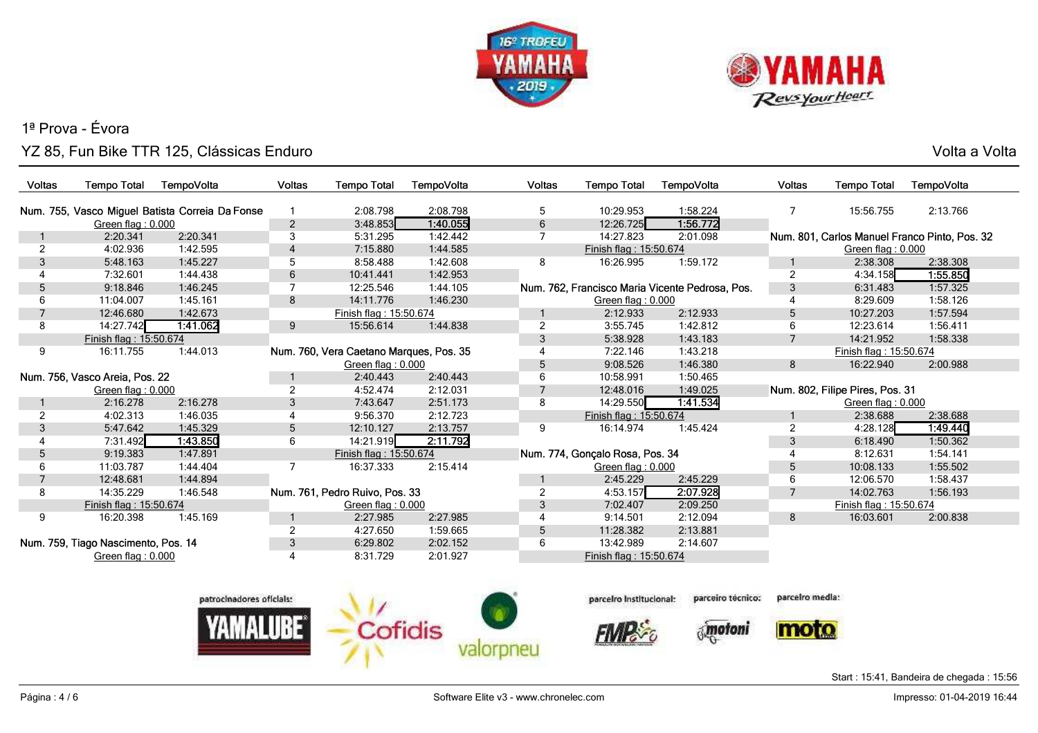1ª Prova - Évora

YZ 85, Fun Bike TTR 125, Clássicas Enduro

Volta a Volta

**Num. 755, Vasco Miguel Batista Correia Da Fonse**

| Voltas | Tempo Total | TempoVolta |
|---|---|---|
| | Green flag : 0.000 | |
| 1 | 2:20.341 | 2:20.341 |
| 2 | 4:02.936 | 1:42.595 |
| 3 | 5:48.163 | 1:45.227 |
| 4 | 7:32.601 | 1:44.438 |
| 5 | 9:18.846 | 1:46.245 |
| 6 | 11:04.007 | 1:45.161 |
| 7 | 12:46.680 | 1:42.673 |
| 8 | 14:27.742 | **1:41.062** |
| | Finish flag : 15:50.674 | |
| 9 | 16:11.755 | 1:44.013 |

**Num. 756, Vasco Areia, Pos. 22**

| Voltas | Tempo Total | TempoVolta |
|---|---|---|
| | Green flag : 0.000 | |
| 1 | 2:16.278 | 2:16.278 |
| 2 | 4:02.313 | 1:46.035 |
| 3 | 5:47.642 | 1:45.329 |
| 4 | 7:31.492 | **1:43.850** |
| 5 | 9:19.383 | 1:47.891 |
| 6 | 11:03.787 | 1:44.404 |
| 7 | 12:48.681 | 1:44.894 |
| 8 | 14:35.229 | 1:46.548 |
| | Finish flag : 15:50.674 | |
| 9 | 16:20.398 | 1:45.169 |

**Num. 759, Tiago Nascimento, Pos. 14**

| Voltas | Tempo Total | TempoVolta |
|---|---|---|
| | Green flag : 0.000 | |
| 1 | 2:08.798 | 2:08.798 |
| 2 | 3:48.853 | **1:40.055** |
| 3 | 5:31.295 | 1:42.442 |
| 4 | 7:15.880 | 1:44.585 |
| 5 | 8:58.488 | 1:42.608 |
| 6 | 10:41.441 | 1:42.953 |
| 7 | 12:25.546 | 1:44.105 |
| 8 | 14:11.776 | 1:46.230 |
| | Finish flag : 15:50.674 | |
| 9 | 15:56.614 | 1:44.838 |

**Num. 760, Vera Caetano Marques, Pos. 35**

| Voltas | Tempo Total | TempoVolta |
|---|---|---|
| | Green flag : 0.000 | |
| 1 | 2:40.443 | 2:40.443 |
| 2 | 4:52.474 | 2:12.031 |
| 3 | 7:43.647 | 2:51.173 |
| 4 | 9:56.370 | 2:12.723 |
| 5 | 12:10.127 | 2:13.757 |
| 6 | 14:21.919 | **2:11.792** |
| | Finish flag : 15:50.674 | |
| 7 | 16:37.333 | 2:15.414 |

**Num. 761, Pedro Ruivo, Pos. 33**

| Voltas | Tempo Total | TempoVolta |
|---|---|---|
| | Green flag : 0.000 | |
| 1 | 2:27.985 | 2:27.985 |
| 2 | 4:27.650 | 1:59.665 |
| 3 | 6:29.802 | 2:02.152 |
| 4 | 8:31.729 | 2:01.927 |
| 5 | 10:29.953 | 1:58.224 |
| 6 | 12:26.725 | **1:56.772** |
| 7 | 14:27.823 | 2:01.098 |
| | Finish flag : 15:50.674 | |
| 8 | 16:26.995 | 1:59.172 |

**Num. 762, Francisco Maria Vicente Pedrosa, Pos.**

| Voltas | Tempo Total | TempoVolta |
|---|---|---|
| | Green flag : 0.000 | |
| 1 | 2:12.933 | 2:12.933 |
| 2 | 3:55.745 | 1:42.812 |
| 3 | 5:38.928 | 1:43.183 |
| 4 | 7:22.146 | 1:43.218 |
| 5 | 9:08.526 | 1:46.380 |
| 6 | 10:58.991 | 1:50.465 |
| 7 | 12:48.016 | 1:49.025 |
| 8 | 14:29.550 | **1:41.534** |
| | Finish flag : 15:50.674 | |
| 9 | 16:14.974 | 1:45.424 |

**Num. 774, Gonçalo Rosa, Pos. 34**

| Voltas | Tempo Total | TempoVolta |
|---|---|---|
| | Green flag : 0.000 | |
| 1 | 2:45.229 | 2:45.229 |
| 2 | 4:53.157 | **2:07.928** |
| 3 | 7:02.407 | 2:09.250 |
| 4 | 9:14.501 | 2:12.094 |
| 5 | 11:28.382 | 2:13.881 |
| 6 | 13:42.989 | 2:14.607 |
| | Finish flag : 15:50.674 | |
| 7 | 15:56.755 | 2:13.766 |

**Num. 801, Carlos Manuel Franco Pinto, Pos. 32**

| Voltas | Tempo Total | TempoVolta |
|---|---|---|
| | Green flag : 0.000 | |
| 1 | 2:38.308 | 2:38.308 |
| 2 | 4:34.158 | **1:55.850** |
| 3 | 6:31.483 | 1:57.325 |
| 4 | 8:29.609 | 1:58.126 |
| 5 | 10:27.203 | 1:57.594 |
| 6 | 12:23.614 | 1:56.411 |
| 7 | 14:21.952 | 1:58.338 |
| | Finish flag : 15:50.674 | |
| 8 | 16:22.940 | 2:00.988 |

**Num. 802, Filipe Pires, Pos. 31**

| Voltas | Tempo Total | TempoVolta |
|---|---|---|
| | Green flag : 0.000 | |
| 1 | 2:38.688 | 2:38.688 |
| 2 | 4:28.128 | **1:49.440** |
| 3 | 6:18.490 | 1:50.362 |
| 4 | 8:12.631 | 1:54.141 |
| 5 | 10:08.133 | 1:55.502 |
| 6 | 12:06.570 | 1:58.437 |
| 7 | 14:02.763 | 1:56.193 |
| | Finish flag : 15:50.674 | |
| 8 | 16:03.601 | 2:00.838 |

patrocinadores oficiais: Yamalube, Cofidis, valorpneu — parceiro institucional: FMP — parceiro técnico: motoni — parceiro media: moto

Start : 15:41, Bandeira de chegada : 15:56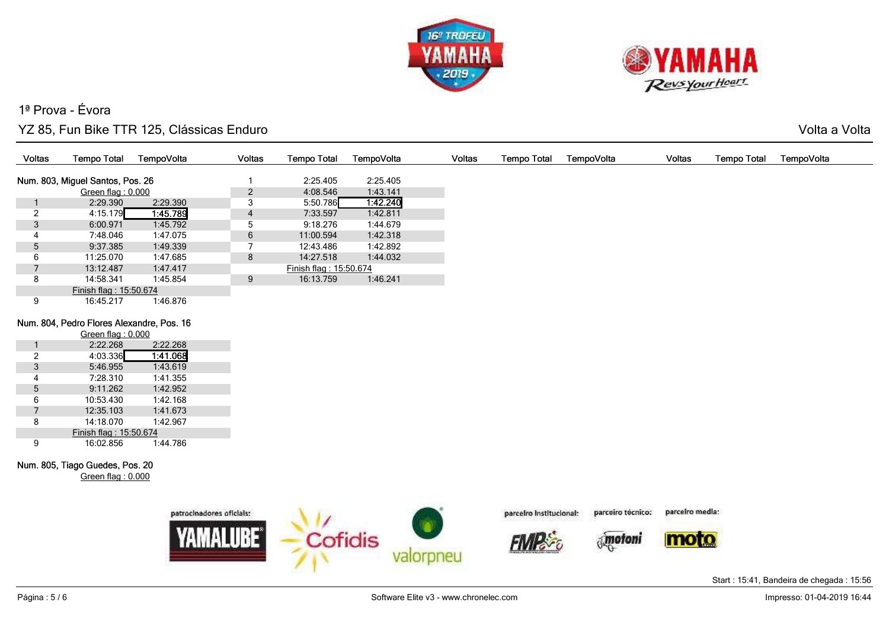1ª Prova - Évora

YZ 85, Fun Bike TTR 125, Clássicas Enduro

Volta a Volta

### Num. 803, Miguel Santos, Pos. 26

| Voltas | Tempo Total | TempoVolta |
|---|---|---|
| | Green flag : 0.000 | |
| 1 | 2:29.390 | 2:29.390 |
| 2 | 4:15.179 | **1:45.789** |
| 3 | 6:00.971 | 1:45.792 |
| 4 | 7:48.046 | 1:47.075 |
| 5 | 9:37.385 | 1:49.339 |
| 6 | 11:25.070 | 1:47.685 |
| 7 | 13:12.487 | 1:47.417 |
| 8 | 14:58.341 | 1:45.854 |
| | Finish flag : 15:50.674 | |
| 9 | 16:45.217 | 1:46.876 |

### Num. 804, Pedro Flores Alexandre, Pos. 16

| Voltas | Tempo Total | TempoVolta |
|---|---|---|
| | Green flag : 0.000 | |
| 1 | 2:22.268 | 2:22.268 |
| 2 | 4:03.336 | **1:41.068** |
| 3 | 5:46.955 | 1:43.619 |
| 4 | 7:28.310 | 1:41.355 |
| 5 | 9:11.262 | 1:42.952 |
| 6 | 10:53.430 | 1:42.168 |
| 7 | 12:35.103 | 1:41.673 |
| 8 | 14:18.070 | 1:42.967 |
| | Finish flag : 15:50.674 | |
| 9 | 16:02.856 | 1:44.786 |

### Num. 805, Tiago Guedes, Pos. 20

| Voltas | Tempo Total | TempoVolta |
|---|---|---|
| | Green flag : 0.000 | |
| 1 | 2:25.405 | 2:25.405 |
| 2 | 4:08.546 | 1:43.141 |
| 3 | 5:50.786 | **1:42.240** |
| 4 | 7:33.597 | 1:42.811 |
| 5 | 9:18.276 | 1:44.679 |
| 6 | 11:00.594 | 1:42.318 |
| 7 | 12:43.486 | 1:42.892 |
| 8 | 14:27.518 | 1:44.032 |
| | Finish flag : 15:50.674 | |
| 9 | 16:13.759 | 1:46.241 |

patrocinadores oficiais: YAMALUBE, Cofidis, valorpneu — parceiro institucional: FMP — parceiro técnico: motoni — parceiro media: moto

Start : 15:41, Bandeira de chegada : 15:56

Software Elite v3 - www.chronelec.com

Impresso: 01-04-2019 16:44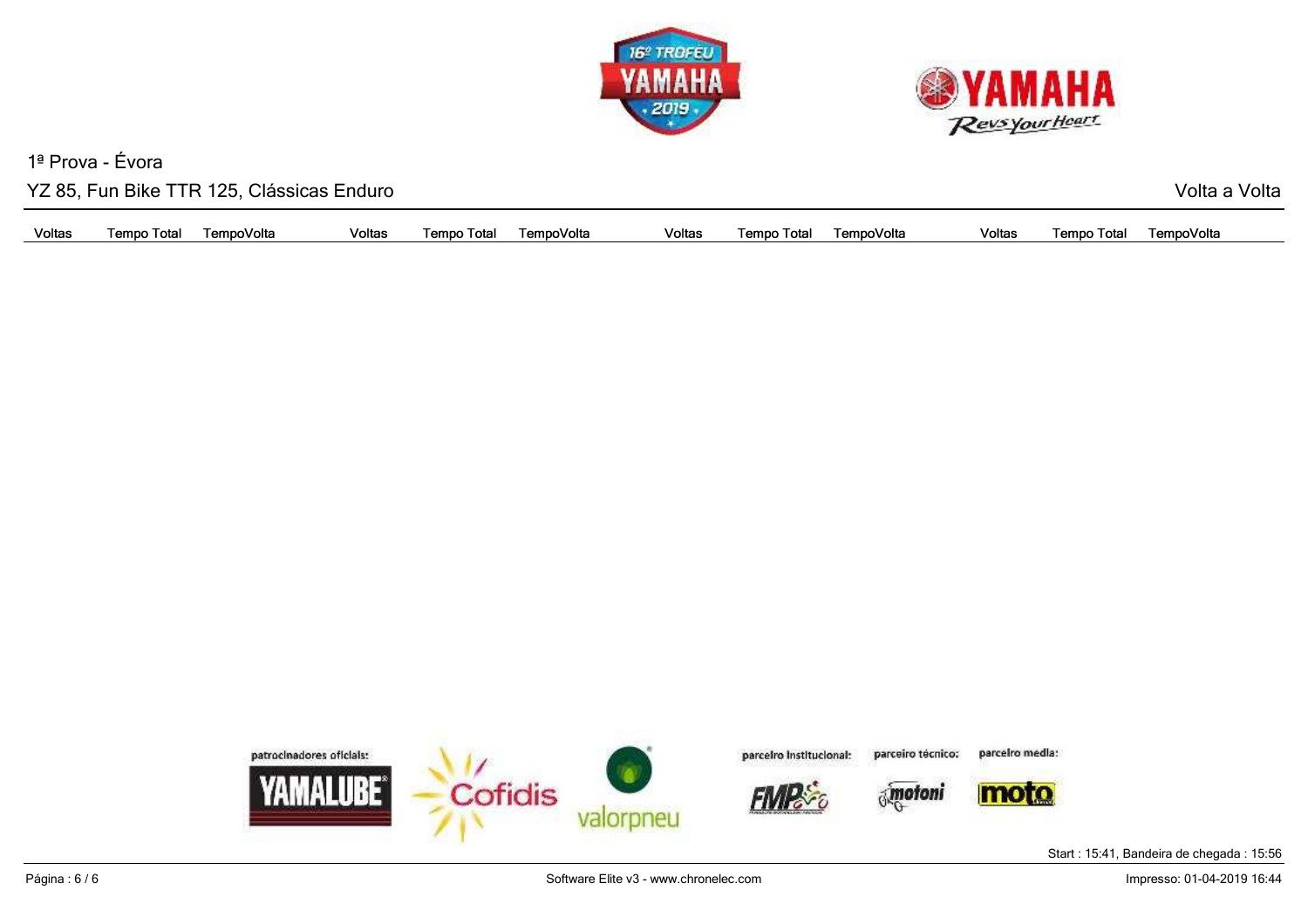1ª Prova - Évora

YZ 85, Fun Bike TTR 125, Clássicas Enduro

Volta a Volta

| Voltas | Tempo Total | TempoVolta | Voltas | Tempo Total | TempoVolta | Voltas | Tempo Total | TempoVolta | Voltas | Tempo Total | TempoVolta |
|---|---|---|---|---|---|---|---|---|---|---|---|

patrocinadores oficiais: parceiro institucional: parceiro técnico: parceiro media:

Start : 15:41, Bandeira de chegada : 15:56

Software Elite v3 - www.chronelec.com

Impresso: 01-04-2019 16:44